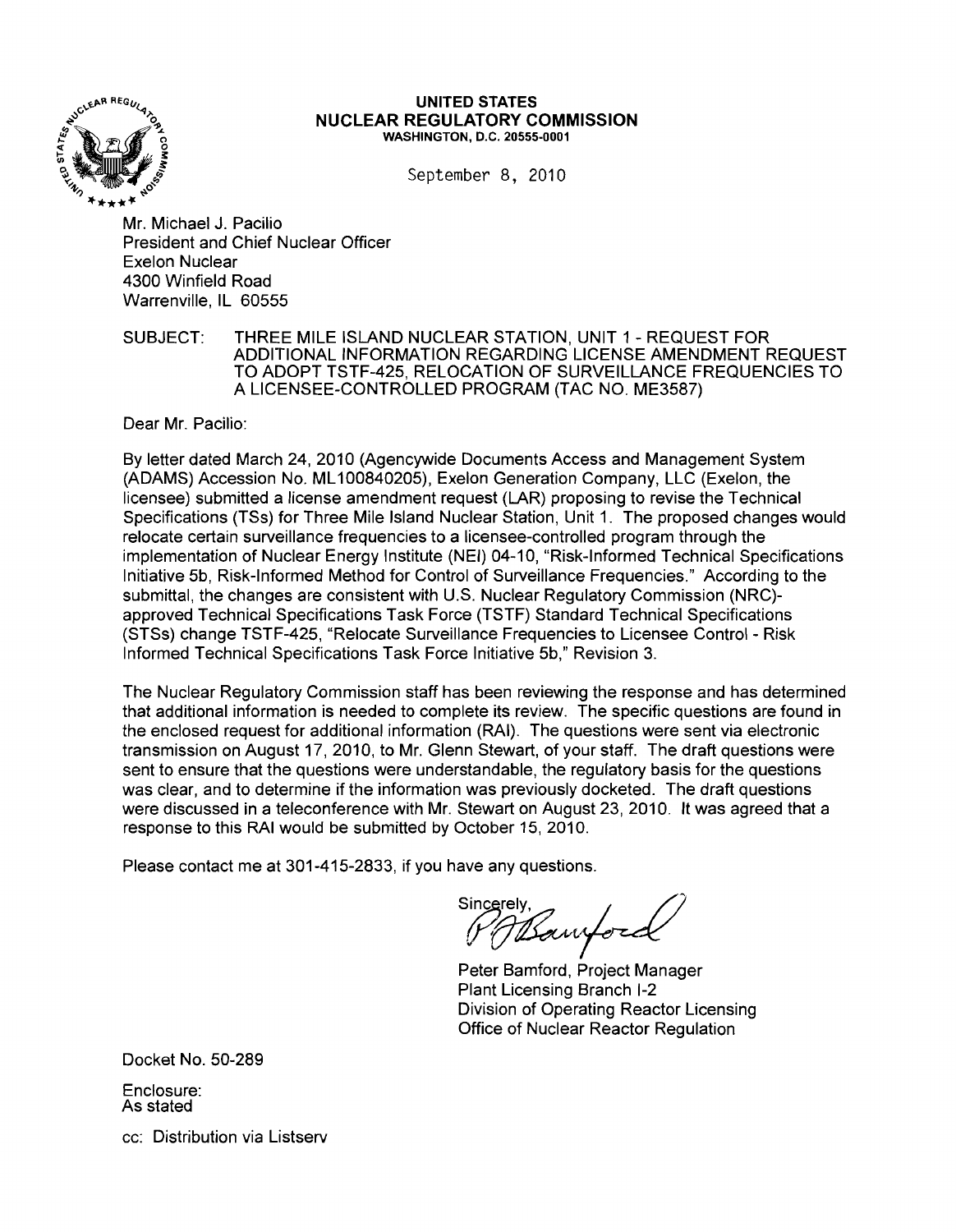**UNITED STATES**
**NUCLEAR REGULATORY COMMISSION**
WASHINGTON, D.C. 20555-0001

September 8, 2010

Mr. Michael J. Pacilio
President and Chief Nuclear Officer
Exelon Nuclear
4300 Winfield Road
Warrenville, IL 60555

SUBJECT: THREE MILE ISLAND NUCLEAR STATION, UNIT 1 - REQUEST FOR ADDITIONAL INFORMATION REGARDING LICENSE AMENDMENT REQUEST TO ADOPT TSTF-425, RELOCATION OF SURVEILLANCE FREQUENCIES TO A LICENSEE-CONTROLLED PROGRAM (TAC NO. ME3587)

Dear Mr. Pacilio:

By letter dated March 24, 2010 (Agencywide Documents Access and Management System (ADAMS) Accession No. ML100840205), Exelon Generation Company, LLC (Exelon, the licensee) submitted a license amendment request (LAR) proposing to revise the Technical Specifications (TSs) for Three Mile Island Nuclear Station, Unit 1. The proposed changes would relocate certain surveillance frequencies to a licensee-controlled program through the implementation of Nuclear Energy Institute (NEI) 04-10, "Risk-Informed Technical Specifications Initiative 5b, Risk-Informed Method for Control of Surveillance Frequencies." According to the submittal, the changes are consistent with U.S. Nuclear Regulatory Commission (NRC)-approved Technical Specifications Task Force (TSTF) Standard Technical Specifications (STSs) change TSTF-425, "Relocate Surveillance Frequencies to Licensee Control - Risk Informed Technical Specifications Task Force Initiative 5b," Revision 3.

The Nuclear Regulatory Commission staff has been reviewing the response and has determined that additional information is needed to complete its review. The specific questions are found in the enclosed request for additional information (RAI). The questions were sent via electronic transmission on August 17, 2010, to Mr. Glenn Stewart, of your staff. The draft questions were sent to ensure that the questions were understandable, the regulatory basis for the questions was clear, and to determine if the information was previously docketed. The draft questions were discussed in a teleconference with Mr. Stewart on August 23, 2010. It was agreed that a response to this RAI would be submitted by October 15, 2010.

Please contact me at 301-415-2833, if you have any questions.

Sincerely,

Peter Bamford, Project Manager
Plant Licensing Branch I-2
Division of Operating Reactor Licensing
Office of Nuclear Reactor Regulation

Docket No. 50-289

Enclosure:
As stated

cc: Distribution via Listserv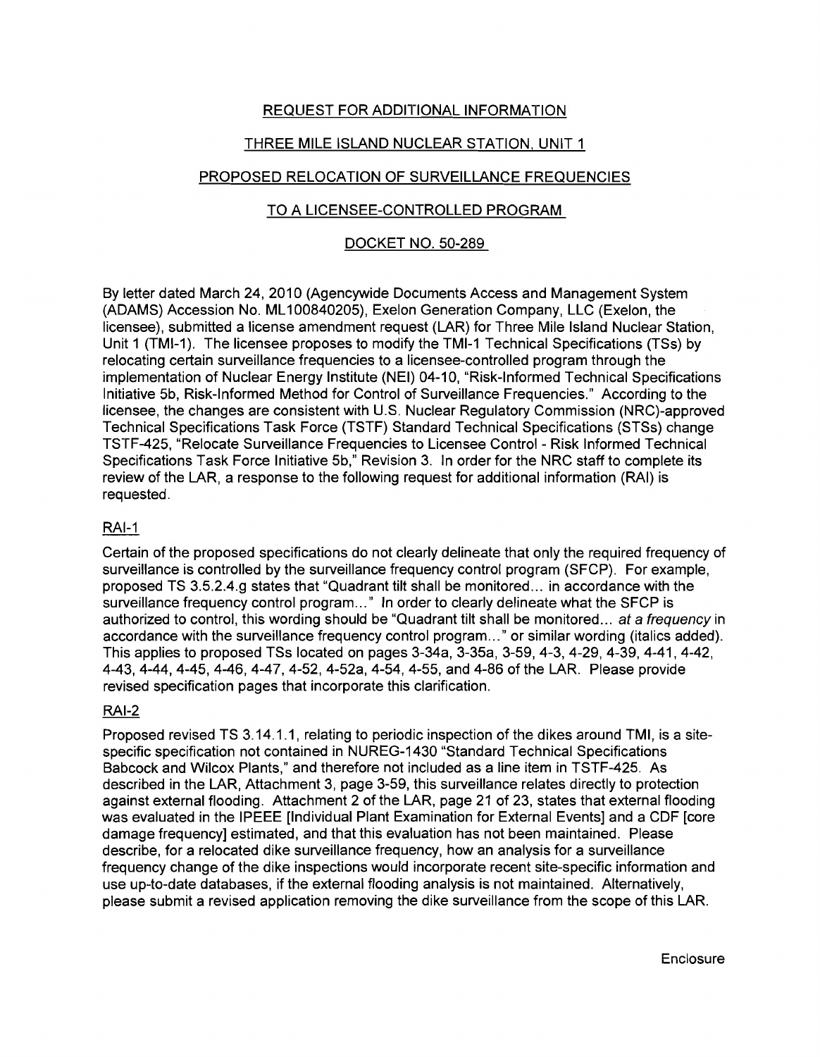REQUEST FOR ADDITIONAL INFORMATION

THREE MILE ISLAND NUCLEAR STATION, UNIT 1

PROPOSED RELOCATION OF SURVEILLANCE FREQUENCIES

TO A LICENSEE-CONTROLLED PROGRAM

DOCKET NO. 50-289

By letter dated March 24, 2010 (Agencywide Documents Access and Management System (ADAMS) Accession No. ML100840205), Exelon Generation Company, LLC (Exelon, the licensee), submitted a license amendment request (LAR) for Three Mile Island Nuclear Station, Unit 1 (TMI-1). The licensee proposes to modify the TMI-1 Technical Specifications (TSs) by relocating certain surveillance frequencies to a licensee-controlled program through the implementation of Nuclear Energy Institute (NEI) 04-10, "Risk-Informed Technical Specifications Initiative 5b, Risk-Informed Method for Control of Surveillance Frequencies." According to the licensee, the changes are consistent with U.S. Nuclear Regulatory Commission (NRC)-approved Technical Specifications Task Force (TSTF) Standard Technical Specifications (STSs) change TSTF-425, "Relocate Surveillance Frequencies to Licensee Control - Risk Informed Technical Specifications Task Force Initiative 5b," Revision 3. In order for the NRC staff to complete its review of the LAR, a response to the following request for additional information (RAI) is requested.

## RAI-1

Certain of the proposed specifications do not clearly delineate that only the required frequency of surveillance is controlled by the surveillance frequency control program (SFCP). For example, proposed TS 3.5.2.4.g states that "Quadrant tilt shall be monitored... in accordance with the surveillance frequency control program..." In order to clearly delineate what the SFCP is authorized to control, this wording should be "Quadrant tilt shall be monitored... *at a frequency* in accordance with the surveillance frequency control program..." or similar wording (italics added). This applies to proposed TSs located on pages 3-34a, 3-35a, 3-59, 4-3, 4-29, 4-39, 4-41, 4-42, 4-43, 4-44, 4-45, 4-46, 4-47, 4-52, 4-52a, 4-54, 4-55, and 4-86 of the LAR. Please provide revised specification pages that incorporate this clarification.

## RAI-2

Proposed revised TS 3.14.1.1, relating to periodic inspection of the dikes around TMI, is a site-specific specification not contained in NUREG-1430 "Standard Technical Specifications Babcock and Wilcox Plants," and therefore not included as a line item in TSTF-425. As described in the LAR, Attachment 3, page 3-59, this surveillance relates directly to protection against external flooding. Attachment 2 of the LAR, page 21 of 23, states that external flooding was evaluated in the IPEEE [Individual Plant Examination for External Events] and a CDF [core damage frequency] estimated, and that this evaluation has not been maintained. Please describe, for a relocated dike surveillance frequency, how an analysis for a surveillance frequency change of the dike inspections would incorporate recent site-specific information and use up-to-date databases, if the external flooding analysis is not maintained. Alternatively, please submit a revised application removing the dike surveillance from the scope of this LAR.

Enclosure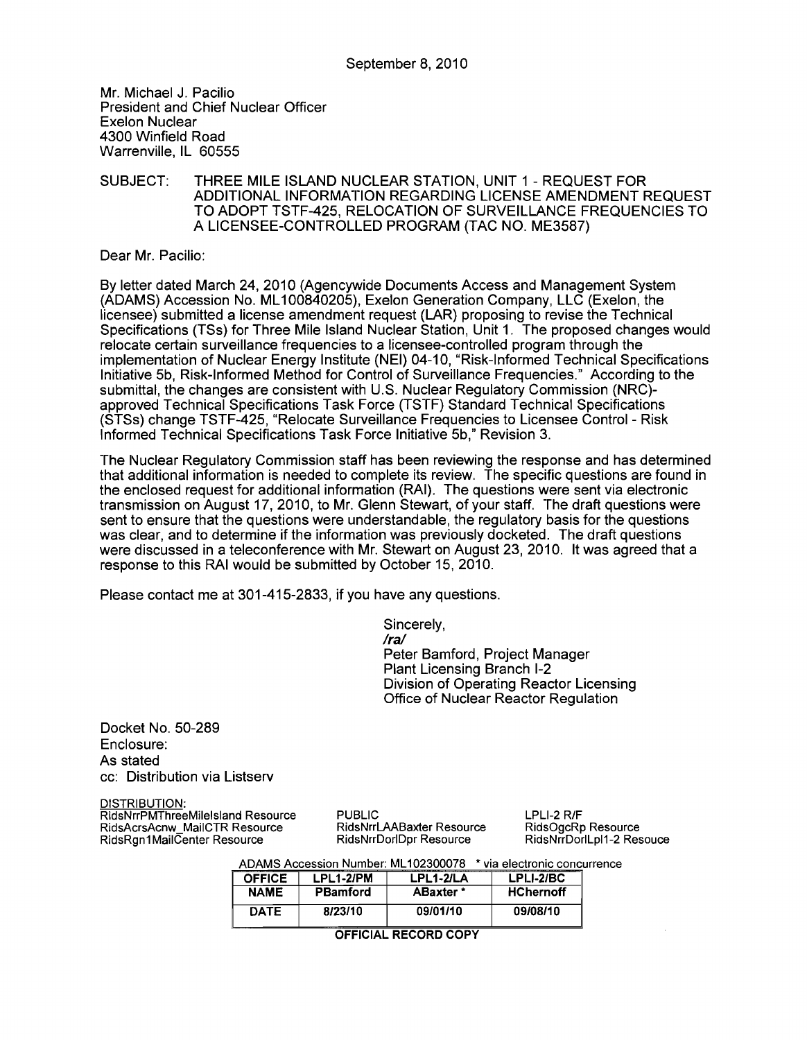September 8, 2010

Mr. Michael J. Pacilio
President and Chief Nuclear Officer
Exelon Nuclear
4300 Winfield Road
Warrenville, IL 60555

SUBJECT: THREE MILE ISLAND NUCLEAR STATION, UNIT 1 - REQUEST FOR ADDITIONAL INFORMATION REGARDING LICENSE AMENDMENT REQUEST TO ADOPT TSTF-425, RELOCATION OF SURVEILLANCE FREQUENCIES TO A LICENSEE-CONTROLLED PROGRAM (TAC NO. ME3587)

Dear Mr. Pacilio:

By letter dated March 24, 2010 (Agencywide Documents Access and Management System (ADAMS) Accession No. ML100840205), Exelon Generation Company, LLC (Exelon, the licensee) submitted a license amendment request (LAR) proposing to revise the Technical Specifications (TSs) for Three Mile Island Nuclear Station, Unit 1. The proposed changes would relocate certain surveillance frequencies to a licensee-controlled program through the implementation of Nuclear Energy Institute (NEI) 04-10, "Risk-Informed Technical Specifications Initiative 5b, Risk-Informed Method for Control of Surveillance Frequencies." According to the submittal, the changes are consistent with U.S. Nuclear Regulatory Commission (NRC)-approved Technical Specifications Task Force (TSTF) Standard Technical Specifications (STSs) change TSTF-425, "Relocate Surveillance Frequencies to Licensee Control - Risk Informed Technical Specifications Task Force Initiative 5b," Revision 3.

The Nuclear Regulatory Commission staff has been reviewing the response and has determined that additional information is needed to complete its review. The specific questions are found in the enclosed request for additional information (RAI). The questions were sent via electronic transmission on August 17, 2010, to Mr. Glenn Stewart, of your staff. The draft questions were sent to ensure that the questions were understandable, the regulatory basis for the questions was clear, and to determine if the information was previously docketed. The draft questions were discussed in a teleconference with Mr. Stewart on August 23, 2010. It was agreed that a response to this RAI would be submitted by October 15, 2010.

Please contact me at 301-415-2833, if you have any questions.

Sincerely,
*/ra/*
Peter Bamford, Project Manager
Plant Licensing Branch I-2
Division of Operating Reactor Licensing
Office of Nuclear Reactor Regulation

Docket No. 50-289
Enclosure:
As stated
cc: Distribution via Listserv

DISTRIBUTION:

| | | |
|---|---|---|
| RidsNrrPMThreeMileIsland Resource | PUBLIC | LPLI-2 R/F |
| RidsAcrsAcnw_MailCTR Resource | RidsNrrLAABaxter Resource | RidsOgcRp Resource |
| RidsRgn1MailCenter Resource | RidsNrrDorlDpr Resource | RidsNrrDorlLpl1-2 Resouce |

ADAMS Accession Number: ML102300078 * via electronic concurrence

| OFFICE | LPL1-2/PM | LPL1-2/LA | LPLI-2/BC |
|---|---|---|---|
| NAME | PBamford | ABaxter * | HChernoff |
| DATE | 8/23/10 | 09/01/10 | 09/08/10 |

**OFFICIAL RECORD COPY**